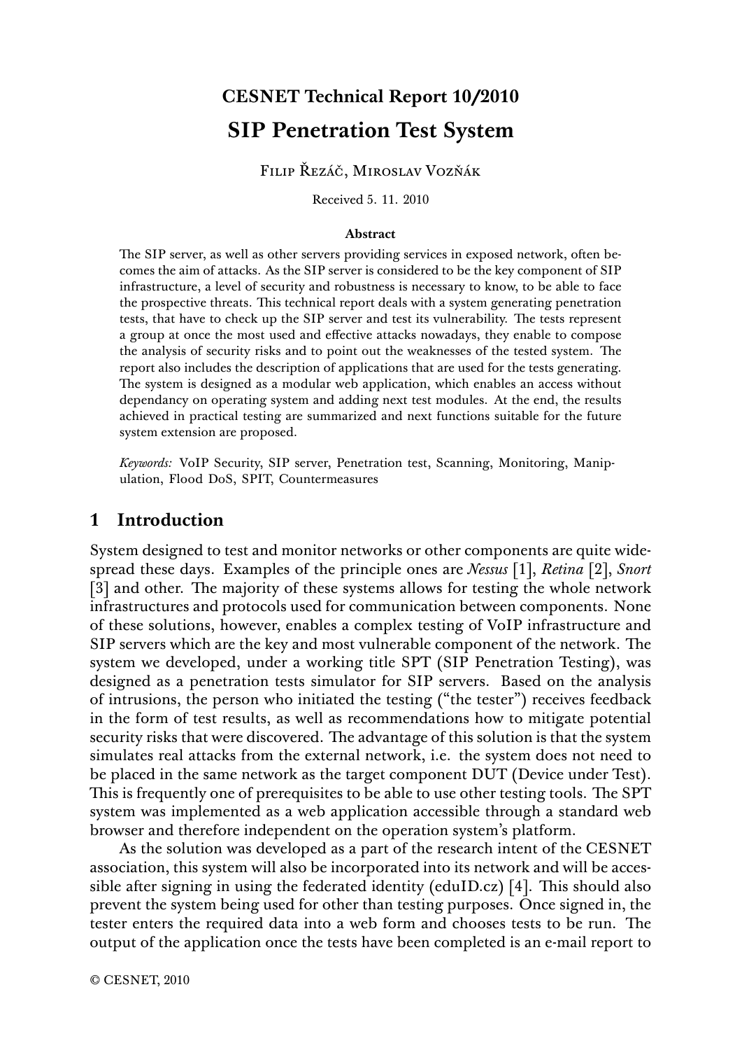# CESNET Technical Report 10/2010

# SIP Penetration Test System

Filip Řezáč, Miroslav Vozňák

Received 5. 11. 2010

**Abstract**

The SIP server, as well as other servers providing services in exposed network, often becomes the aim of attacks. As the SIP server is considered to be the key component of SIP infrastructure, a level of security and robustness is necessary to know, to be able to face the prospective threats. This technical report deals with a system generating penetration tests, that have to check up the SIP server and test its vulnerability. The tests represent a group at once the most used and effective attacks nowadays, they enable to compose the analysis of security risks and to point out the weaknesses of the tested system. The report also includes the description of applications that are used for the tests generating. The system is designed as a modular web application, which enables an access without dependancy on operating system and adding next test modules. At the end, the results achieved in practical testing are summarized and next functions suitable for the future system extension are proposed.

*Keywords:* VoIP Security, SIP server, Penetration test, Scanning, Monitoring, Manipulation, Flood DoS, SPIT, Countermeasures

## 1 Introduction

System designed to test and monitor networks or other components are quite widespread these days. Examples of the principle ones are *Nessus* [1], *Retina* [2], *Snort* [3] and other. The majority of these systems allows for testing the whole network infrastructures and protocols used for communication between components. None of these solutions, however, enables a complex testing of VoIP infrastructure and SIP servers which are the key and most vulnerable component of the network. The system we developed, under a working title SPT (SIP Penetration Testing), was designed as a penetration tests simulator for SIP servers. Based on the analysis of intrusions, the person who initiated the testing ("the tester") receives feedback in the form of test results, as well as recommendations how to mitigate potential security risks that were discovered. The advantage of this solution is that the system simulates real attacks from the external network, i.e. the system does not need to be placed in the same network as the target component DUT (Device under Test). This is frequently one of prerequisites to be able to use other testing tools. The SPT system was implemented as a web application accessible through a standard web browser and therefore independent on the operation system's platform.

As the solution was developed as a part of the research intent of the CESNET association, this system will also be incorporated into its network and will be accessible after signing in using the federated identity (eduID.cz) [4]. This should also prevent the system being used for other than testing purposes. Once signed in, the tester enters the required data into a web form and chooses tests to be run. The output of the application once the tests have been completed is an e-mail report to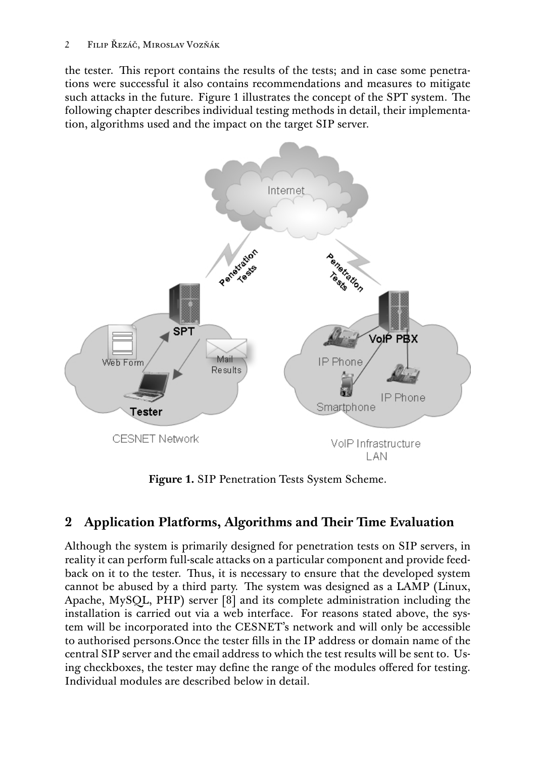the tester. This report contains the results of the tests; and in case some penetrations were successful it also contains recommendations and measures to mitigate such attacks in the future. Figure 1 illustrates the concept of the SPT system. The following chapter describes individual testing methods in detail, their implementation, algorithms used and the impact on the target SIP server.

**Figure 1.** SIP Penetration Tests System Scheme.

## 2 Application Platforms, Algorithms and Their Time Evaluation

Although the system is primarily designed for penetration tests on SIP servers, in reality it can perform full-scale attacks on a particular component and provide feedback on it to the tester. Thus, it is necessary to ensure that the developed system cannot be abused by a third party. The system was designed as a LAMP (Linux, Apache, MySQL, PHP) server [8] and its complete administration including the installation is carried out via a web interface. For reasons stated above, the system will be incorporated into the CESNET's network and will only be accessible to authorised persons.Once the tester fills in the IP address or domain name of the central SIP server and the email address to which the test results will be sent to. Using checkboxes, the tester may define the range of the modules offered for testing. Individual modules are described below in detail.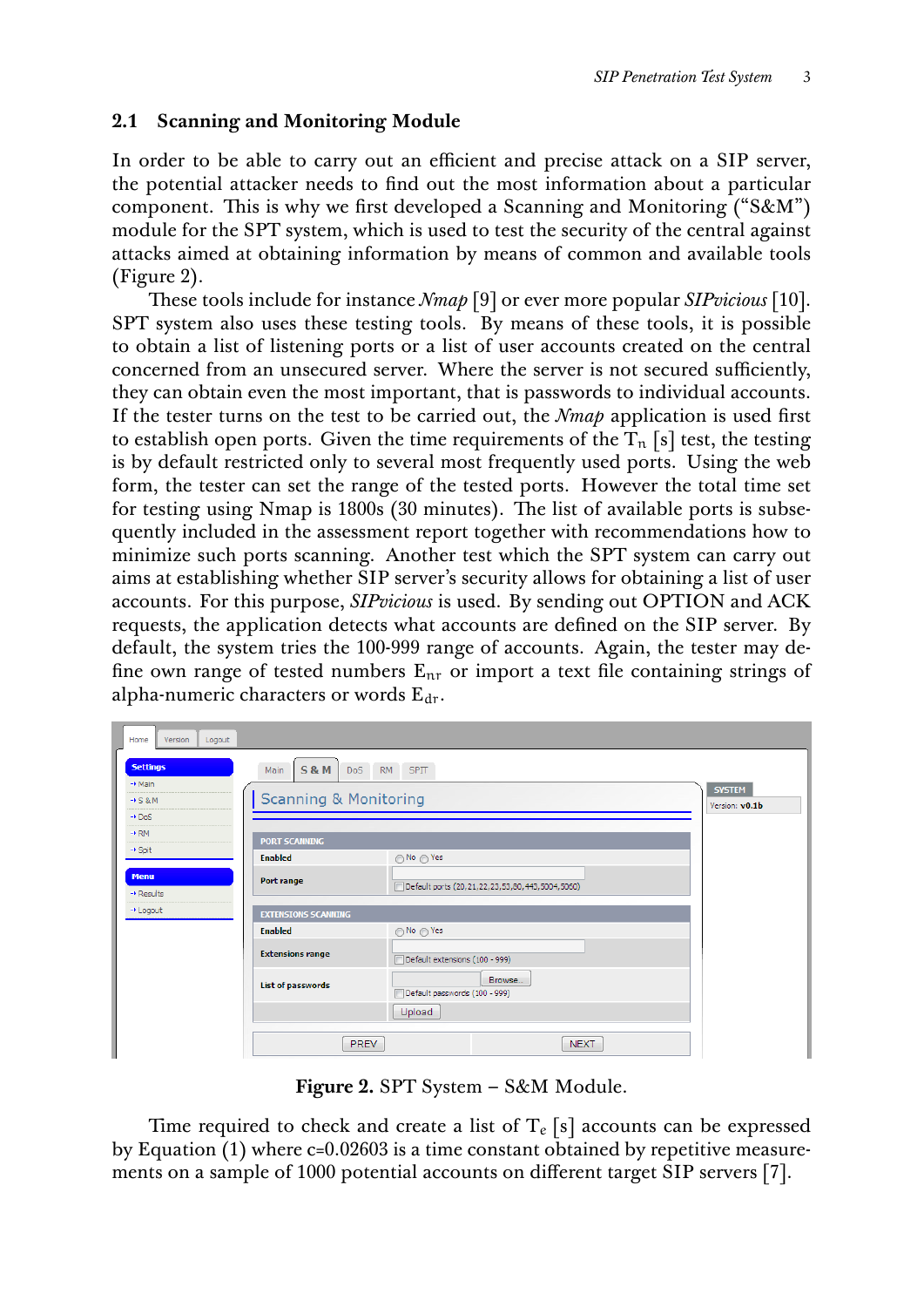## 2.1 Scanning and Monitoring Module

In order to be able to carry out an efficient and precise attack on a SIP server, the potential attacker needs to find out the most information about a particular component. This is why we first developed a Scanning and Monitoring ("S&M") module for the SPT system, which is used to test the security of the central against attacks aimed at obtaining information by means of common and available tools (Figure 2).

These tools include for instance *Nmap* [9] or ever more popular *SIPvicious* [10]. SPT system also uses these testing tools. By means of these tools, it is possible to obtain a list of listening ports or a list of user accounts created on the central concerned from an unsecured server. Where the server is not secured sufficiently, they can obtain even the most important, that is passwords to individual accounts. If the tester turns on the test to be carried out, the *Nmap* application is used first to establish open ports. Given the time requirements of the $T_n$ [s] test, the testing is by default restricted only to several most frequently used ports. Using the web form, the tester can set the range of the tested ports. However the total time set for testing using Nmap is 1800s (30 minutes). The list of available ports is subsequently included in the assessment report together with recommendations how to minimize such ports scanning. Another test which the SPT system can carry out aims at establishing whether SIP server's security allows for obtaining a list of user accounts. For this purpose, *SIPvicious* is used. By sending out OPTION and ACK requests, the application detects what accounts are defined on the SIP server. By default, the system tries the 100-999 range of accounts. Again, the tester may define own range of tested numbers $E_{nr}$ or import a text file containing strings of alpha-numeric characters or words $E_{dr}$.

**Figure 2.** SPT System – S&M Module.

Time required to check and create a list of $T_e$ [s] accounts can be expressed by Equation (1) where c=0.02603 is a time constant obtained by repetitive measurements on a sample of 1000 potential accounts on different target SIP servers [7].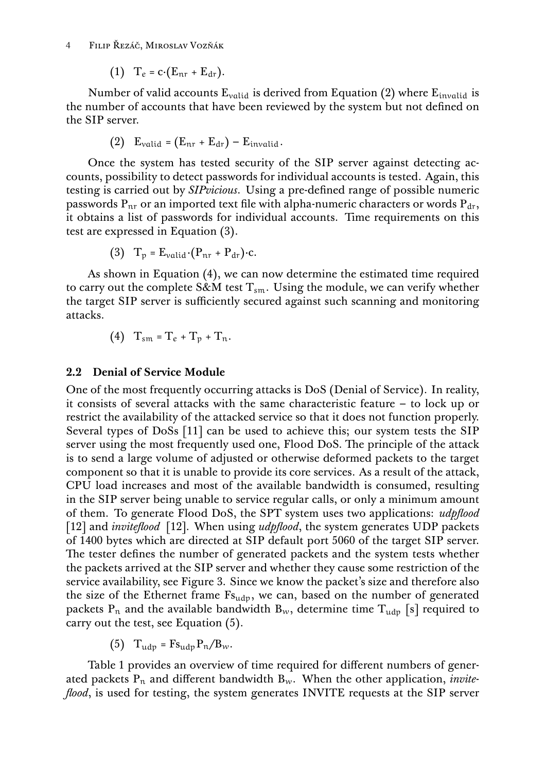$$(1)\quad T_e = c\cdot(E_{nr} + E_{dr}).$$

Number of valid accounts $E_{valid}$ is derived from Equation (2) where $E_{invalid}$ is the number of accounts that have been reviewed by the system but not defined on the SIP server.

$$(2)\quad E_{valid} = (E_{nr} + E_{dr}) - E_{invalid}.$$

Once the system has tested security of the SIP server against detecting accounts, possibility to detect passwords for individual accounts is tested. Again, this testing is carried out by *SIPvicious*. Using a pre-defined range of possible numeric passwords $P_{nr}$ or an imported text file with alpha-numeric characters or words $P_{dr}$, it obtains a list of passwords for individual accounts. Time requirements on this test are expressed in Equation (3).

$$(3)\quad T_p = E_{valid}\cdot(P_{nr} + P_{dr})\cdot c.$$

As shown in Equation (4), we can now determine the estimated time required to carry out the complete S&M test $T_{sm}$. Using the module, we can verify whether the target SIP server is sufficiently secured against such scanning and monitoring attacks.

$$(4)\quad T_{sm} = T_e + T_p + T_n.$$

### 2.2 Denial of Service Module

One of the most frequently occurring attacks is DoS (Denial of Service). In reality, it consists of several attacks with the same characteristic feature – to lock up or restrict the availability of the attacked service so that it does not function properly. Several types of DoSs [11] can be used to achieve this; our system tests the SIP server using the most frequently used one, Flood DoS. The principle of the attack is to send a large volume of adjusted or otherwise deformed packets to the target component so that it is unable to provide its core services. As a result of the attack, CPU load increases and most of the available bandwidth is consumed, resulting in the SIP server being unable to service regular calls, or only a minimum amount of them. To generate Flood DoS, the SPT system uses two applications: *udpflood* [12] and *inviteflood* [12]. When using *udpflood*, the system generates UDP packets of 1400 bytes which are directed at SIP default port 5060 of the target SIP server. The tester defines the number of generated packets and the system tests whether the packets arrived at the SIP server and whether they cause some restriction of the service availability, see Figure 3. Since we know the packet's size and therefore also the size of the Ethernet frame $Fs_{udp}$, we can, based on the number of generated packets $P_n$ and the available bandwidth $B_w$, determine time $T_{udp}$ [s] required to carry out the test, see Equation (5).

$$(5)\quad T_{udp} = Fs_{udp}P_n/B_w.$$

Table 1 provides an overview of time required for different numbers of generated packets $P_n$ and different bandwidth $B_w$. When the other application, *inviteflood*, is used for testing, the system generates INVITE requests at the SIP server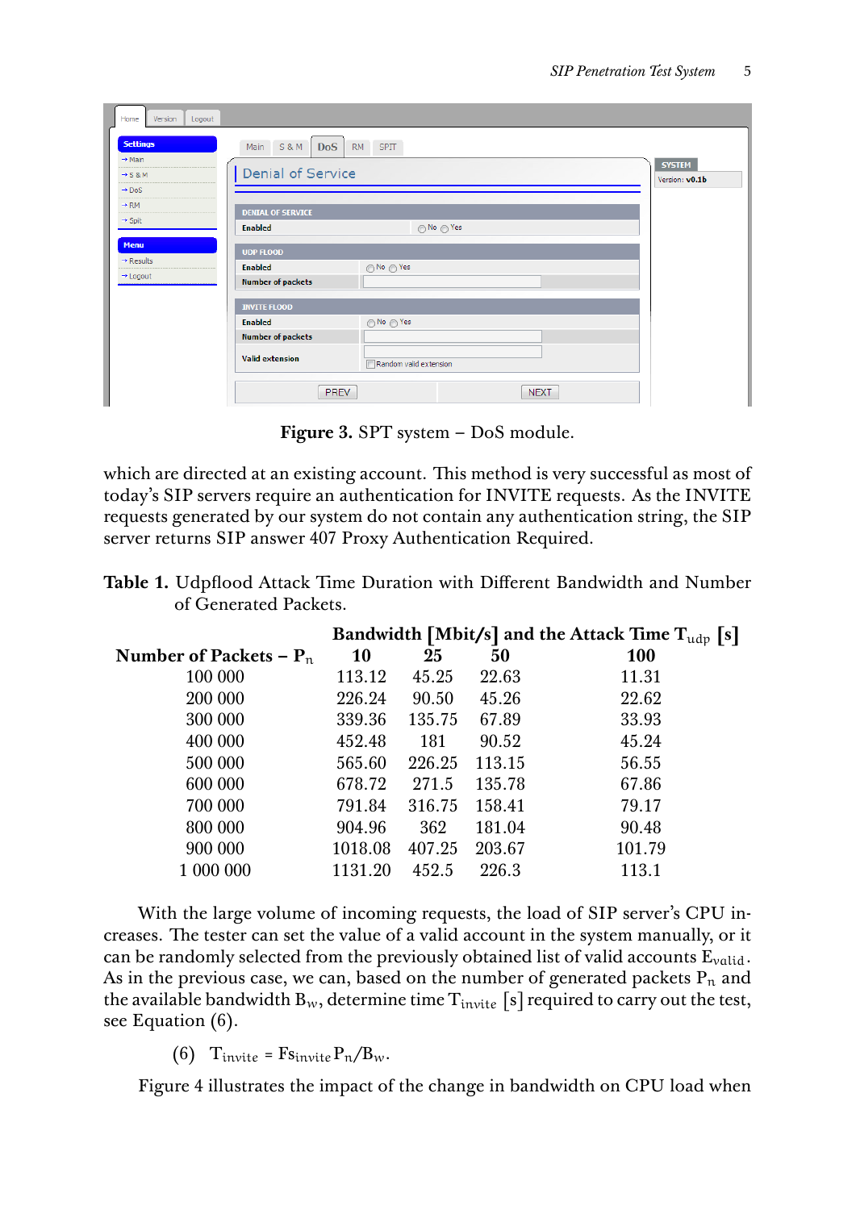Figure 3. SPT system – DoS module.

which are directed at an existing account. This method is very successful as most of today's SIP servers require an authentication for INVITE requests. As the INVITE requests generated by our system do not contain any authentication string, the SIP server returns SIP answer 407 Proxy Authentication Required.

**Table 1.** Udpflood Attack Time Duration with Different Bandwidth and Number of Generated Packets.

| | Bandwidth [Mbit/s] and the Attack Time $T_{udp}$ [s] | | | |
|---|---|---|---|---|
| **Number of Packets – $P_n$** | **10** | **25** | **50** | **100** |
| 100 000 | 113.12 | 45.25 | 22.63 | 11.31 |
| 200 000 | 226.24 | 90.50 | 45.26 | 22.62 |
| 300 000 | 339.36 | 135.75 | 67.89 | 33.93 |
| 400 000 | 452.48 | 181 | 90.52 | 45.24 |
| 500 000 | 565.60 | 226.25 | 113.15 | 56.55 |
| 600 000 | 678.72 | 271.5 | 135.78 | 67.86 |
| 700 000 | 791.84 | 316.75 | 158.41 | 79.17 |
| 800 000 | 904.96 | 362 | 181.04 | 90.48 |
| 900 000 | 1018.08 | 407.25 | 203.67 | 101.79 |
| 1 000 000 | 1131.20 | 452.5 | 226.3 | 113.1 |

With the large volume of incoming requests, the load of SIP server's CPU increases. The tester can set the value of a valid account in the system manually, or it can be randomly selected from the previously obtained list of valid accounts $E_{valid}$. As in the previous case, we can, based on the number of generated packets $P_n$ and the available bandwidth $B_w$, determine time $T_{invite}$ [s] required to carry out the test, see Equation (6).

$$T_{invite} = Fs_{invite} P_n / B_w. \quad (6)$$

Figure 4 illustrates the impact of the change in bandwidth on CPU load when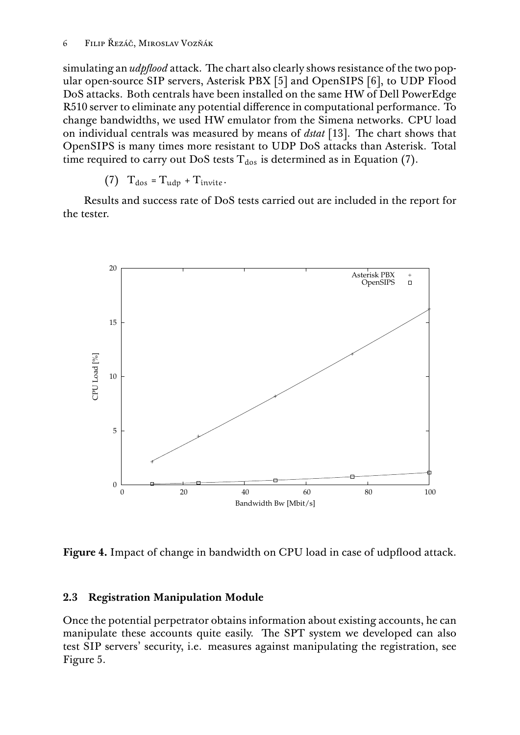simulating an *udpflood* attack. The chart also clearly shows resistance of the two popular open-source SIP servers, Asterisk PBX [5] and OpenSIPS [6], to UDP Flood DoS attacks. Both centrals have been installed on the same HW of Dell PowerEdge R510 server to eliminate any potential difference in computational performance. To change bandwidths, we used HW emulator from the Simena networks. CPU load on individual centrals was measured by means of *dstat* [13]. The chart shows that OpenSIPS is many times more resistant to UDP DoS attacks than Asterisk. Total time required to carry out DoS tests $T_{dos}$ is determined as in Equation (7).

$$(7)\quad T_{dos} = T_{udp} + T_{invite}.$$

Results and success rate of DoS tests carried out are included in the report for the tester.

**Figure 4.** Impact of change in bandwidth on CPU load in case of udpflood attack.

### 2.3 Registration Manipulation Module

Once the potential perpetrator obtains information about existing accounts, he can manipulate these accounts quite easily. The SPT system we developed can also test SIP servers' security, i.e. measures against manipulating the registration, see Figure 5.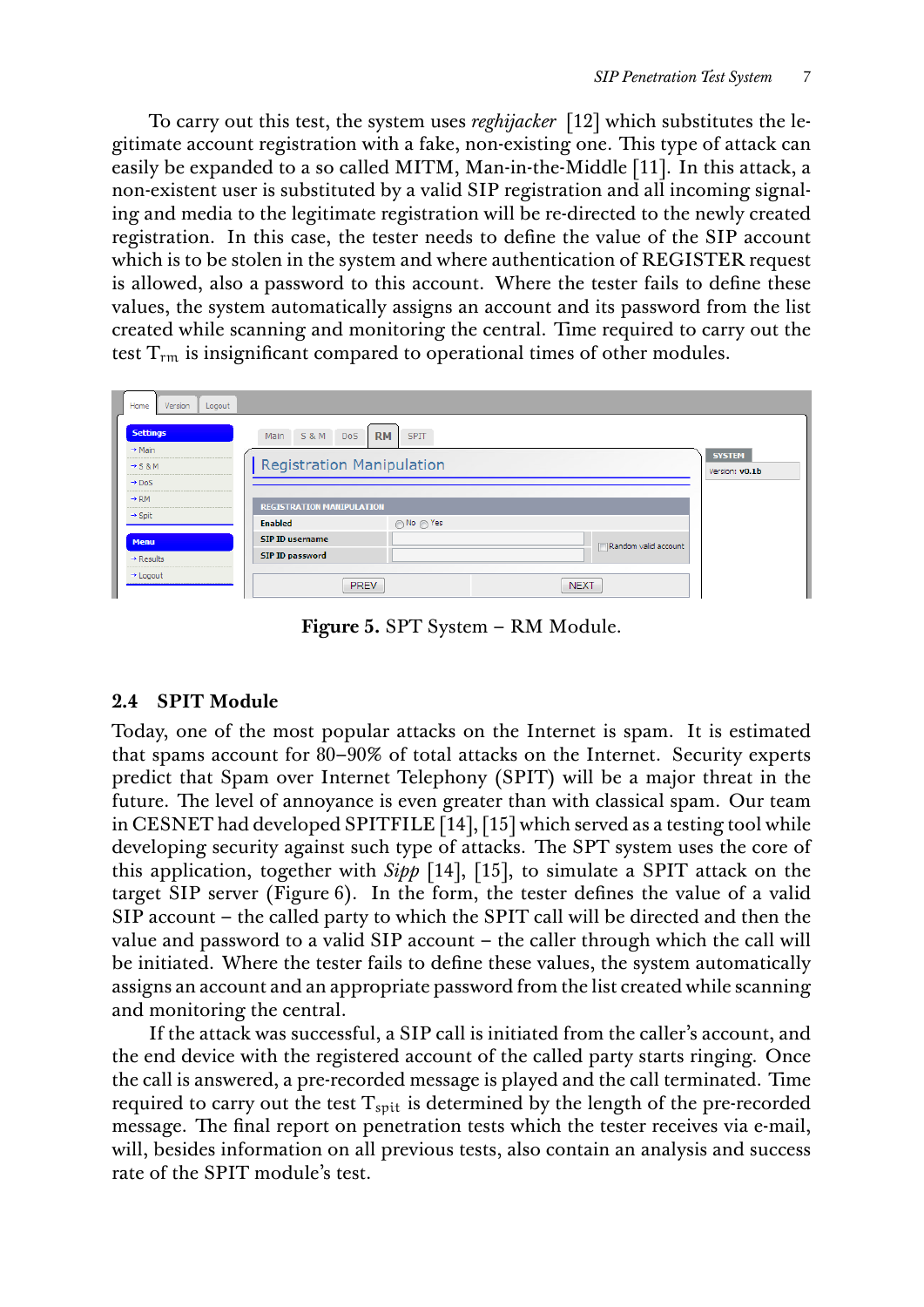To carry out this test, the system uses *reghijacker* [12] which substitutes the legitimate account registration with a fake, non-existing one. This type of attack can easily be expanded to a so called MITM, Man-in-the-Middle [11]. In this attack, a non-existent user is substituted by a valid SIP registration and all incoming signaling and media to the legitimate registration will be re-directed to the newly created registration. In this case, the tester needs to define the value of the SIP account which is to be stolen in the system and where authentication of REGISTER request is allowed, also a password to this account. Where the tester fails to define these values, the system automatically assigns an account and its password from the list created while scanning and monitoring the central. Time required to carry out the test $T_{rm}$ is insignificant compared to operational times of other modules.

**Figure 5.** SPT System – RM Module.

## 2.4 SPIT Module

Today, one of the most popular attacks on the Internet is spam. It is estimated that spams account for 80–90% of total attacks on the Internet. Security experts predict that Spam over Internet Telephony (SPIT) will be a major threat in the future. The level of annoyance is even greater than with classical spam. Our team in CESNET had developed SPITFILE [14], [15] which served as a testing tool while developing security against such type of attacks. The SPT system uses the core of this application, together with *Sipp* [14], [15], to simulate a SPIT attack on the target SIP server (Figure 6). In the form, the tester defines the value of a valid SIP account – the called party to which the SPIT call will be directed and then the value and password to a valid SIP account – the caller through which the call will be initiated. Where the tester fails to define these values, the system automatically assigns an account and an appropriate password from the list created while scanning and monitoring the central.

If the attack was successful, a SIP call is initiated from the caller's account, and the end device with the registered account of the called party starts ringing. Once the call is answered, a pre-recorded message is played and the call terminated. Time required to carry out the test $T_{spit}$ is determined by the length of the pre-recorded message. The final report on penetration tests which the tester receives via e-mail, will, besides information on all previous tests, also contain an analysis and success rate of the SPIT module's test.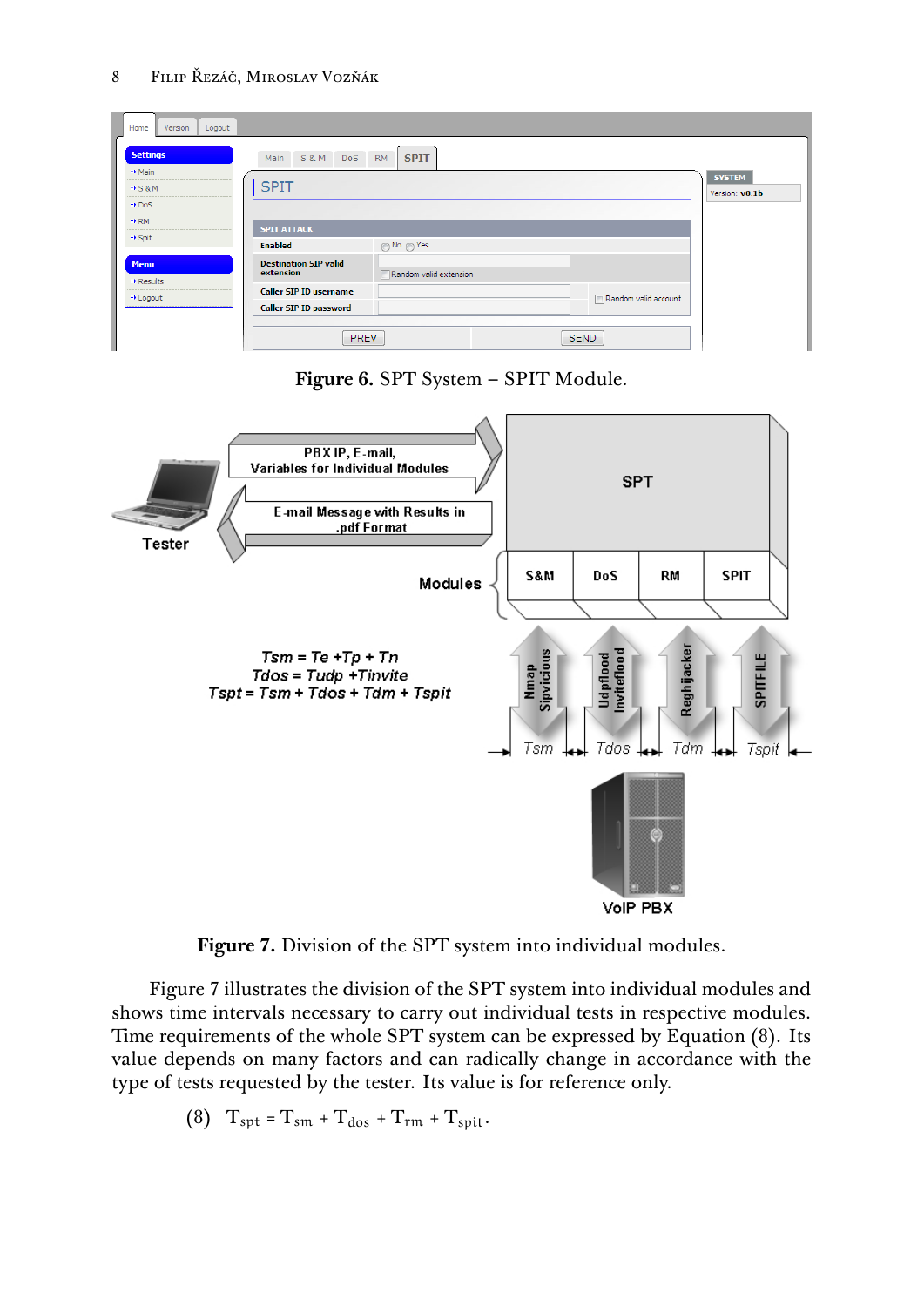**Figure 6.** SPT System – SPIT Module.

**Figure 7.** Division of the SPT system into individual modules.

Figure 7 illustrates the division of the SPT system into individual modules and shows time intervals necessary to carry out individual tests in respective modules. Time requirements of the whole SPT system can be expressed by Equation (8). Its value depends on many factors and can radically change in accordance with the type of tests requested by the tester. Its value is for reference only.

$$T_{spt} = T_{sm} + T_{dos} + T_{rm} + T_{spit}. \quad (8)$$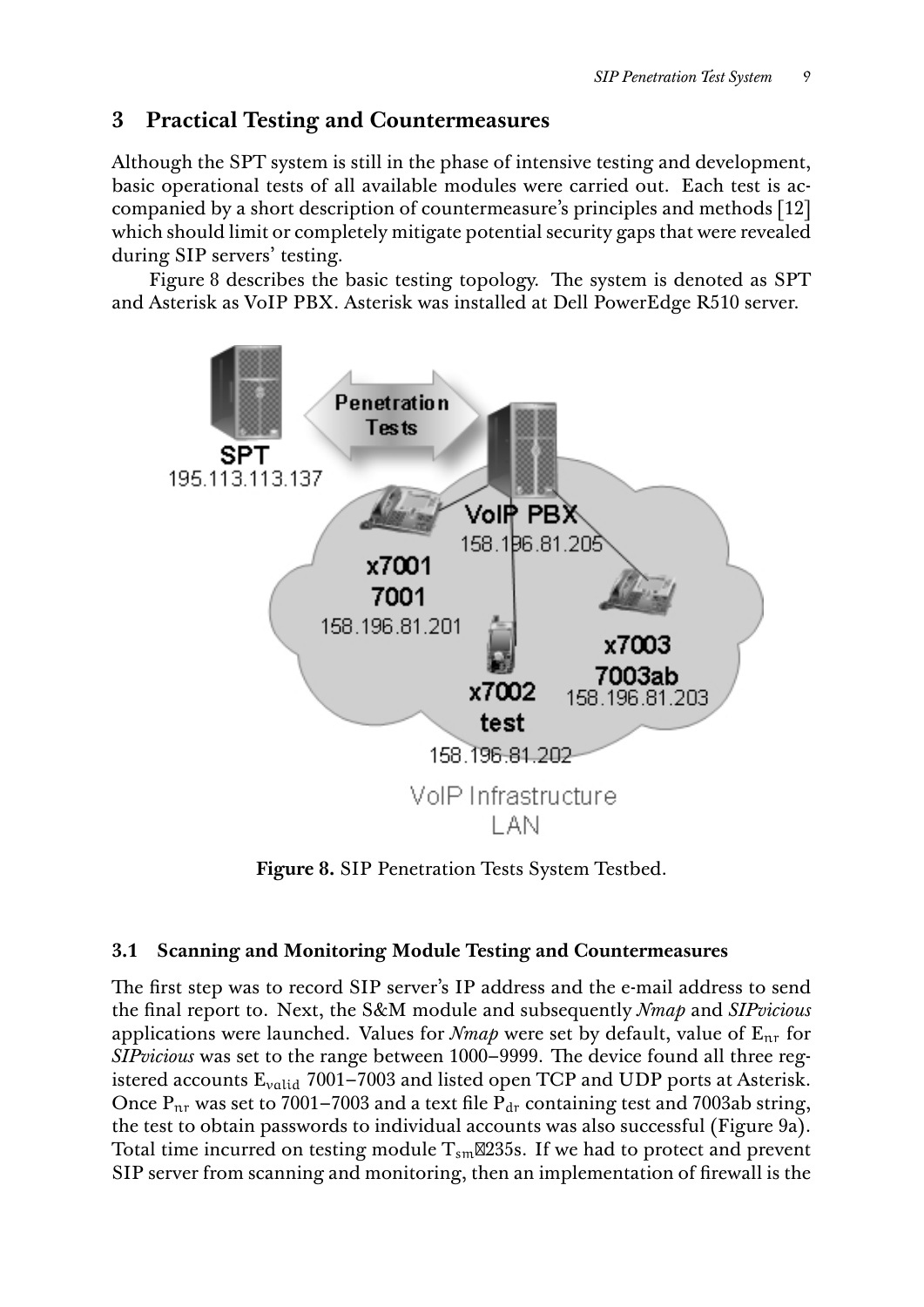## 3 Practical Testing and Countermeasures

Although the SPT system is still in the phase of intensive testing and development, basic operational tests of all available modules were carried out. Each test is accompanied by a short description of countermeasure's principles and methods [12] which should limit or completely mitigate potential security gaps that were revealed during SIP servers' testing.

Figure 8 describes the basic testing topology. The system is denoted as SPT and Asterisk as VoIP PBX. Asterisk was installed at Dell PowerEdge R510 server.

**Figure 8.** SIP Penetration Tests System Testbed.

### 3.1 Scanning and Monitoring Module Testing and Countermeasures

The first step was to record SIP server's IP address and the e-mail address to send the final report to. Next, the S&M module and subsequently *Nmap* and *SIPvicious* applications were launched. Values for *Nmap* were set by default, value of $E_{nr}$ for *SIPvicious* was set to the range between 1000–9999. The device found all three registered accounts $E_{valid}$ 7001–7003 and listed open TCP and UDP ports at Asterisk. Once $P_{nr}$ was set to 7001–7003 and a text file $P_{dr}$ containing test and 7003ab string, the test to obtain passwords to individual accounts was also successful (Figure 9a). Total time incurred on testing module $T_{sm}$≅235s. If we had to protect and prevent SIP server from scanning and monitoring, then an implementation of firewall is the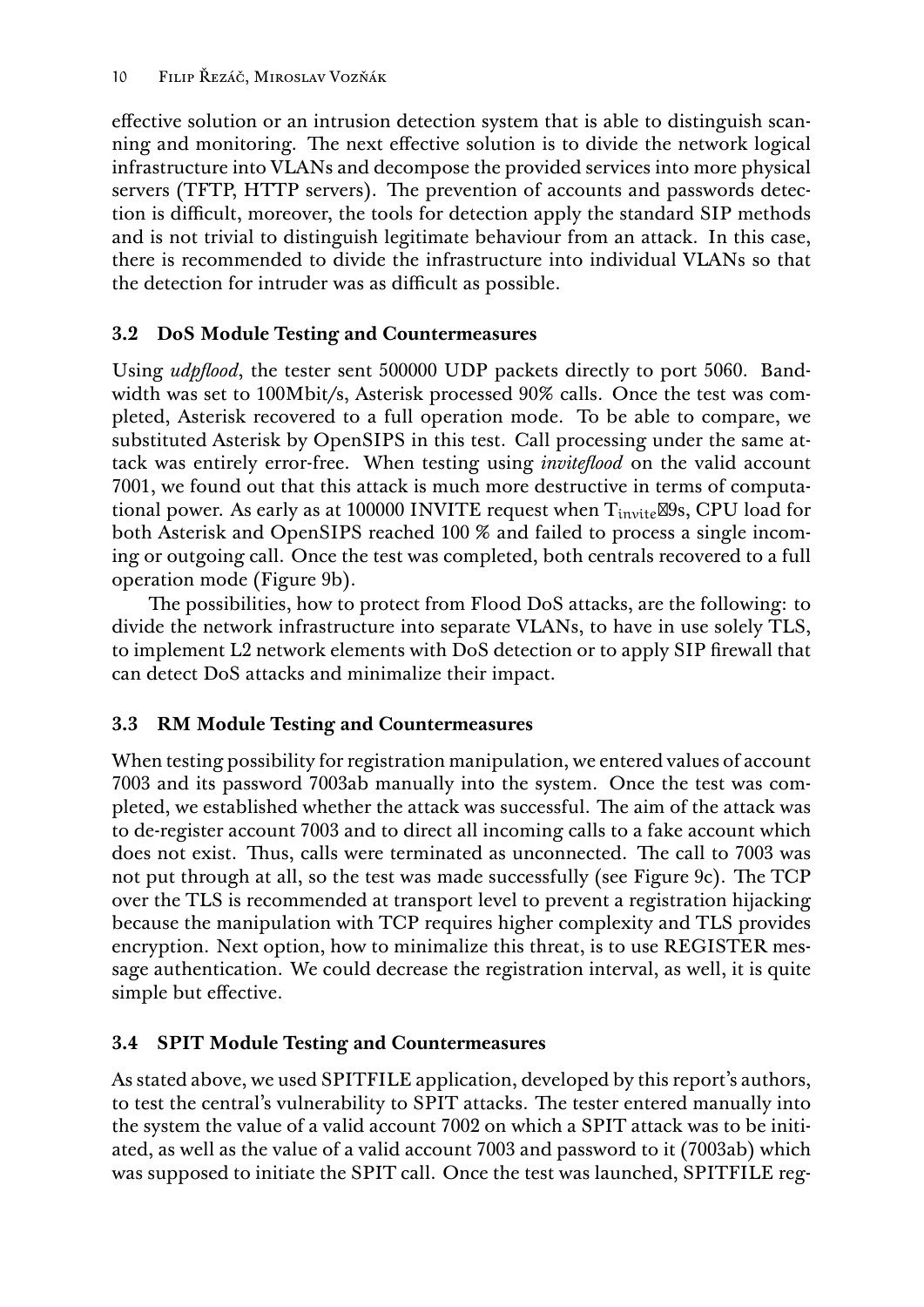effective solution or an intrusion detection system that is able to distinguish scanning and monitoring. The next effective solution is to divide the network logical infrastructure into VLANs and decompose the provided services into more physical servers (TFTP, HTTP servers). The prevention of accounts and passwords detection is difficult, moreover, the tools for detection apply the standard SIP methods and is not trivial to distinguish legitimate behaviour from an attack. In this case, there is recommended to divide the infrastructure into individual VLANs so that the detection for intruder was as difficult as possible.

### 3.2 DoS Module Testing and Countermeasures

Using *udpflood*, the tester sent 500000 UDP packets directly to port 5060. Bandwidth was set to 100Mbit/s, Asterisk processed 90% calls. Once the test was completed, Asterisk recovered to a full operation mode. To be able to compare, we substituted Asterisk by OpenSIPS in this test. Call processing under the same attack was entirely error-free. When testing using *inviteflood* on the valid account 7001, we found out that this attack is much more destructive in terms of computational power. As early as at 100000 INVITE request when $T_{invite}$9s, CPU load for both Asterisk and OpenSIPS reached 100 % and failed to process a single incoming or outgoing call. Once the test was completed, both centrals recovered to a full operation mode (Figure 9b).

The possibilities, how to protect from Flood DoS attacks, are the following: to divide the network infrastructure into separate VLANs, to have in use solely TLS, to implement L2 network elements with DoS detection or to apply SIP firewall that can detect DoS attacks and minimalize their impact.

### 3.3 RM Module Testing and Countermeasures

When testing possibility for registration manipulation, we entered values of account 7003 and its password 7003ab manually into the system. Once the test was completed, we established whether the attack was successful. The aim of the attack was to de-register account 7003 and to direct all incoming calls to a fake account which does not exist. Thus, calls were terminated as unconnected. The call to 7003 was not put through at all, so the test was made successfully (see Figure 9c). The TCP over the TLS is recommended at transport level to prevent a registration hijacking because the manipulation with TCP requires higher complexity and TLS provides encryption. Next option, how to minimalize this threat, is to use REGISTER message authentication. We could decrease the registration interval, as well, it is quite simple but effective.

### 3.4 SPIT Module Testing and Countermeasures

As stated above, we used SPITFILE application, developed by this report's authors, to test the central's vulnerability to SPIT attacks. The tester entered manually into the system the value of a valid account 7002 on which a SPIT attack was to be initiated, as well as the value of a valid account 7003 and password to it (7003ab) which was supposed to initiate the SPIT call. Once the test was launched, SPITFILE reg-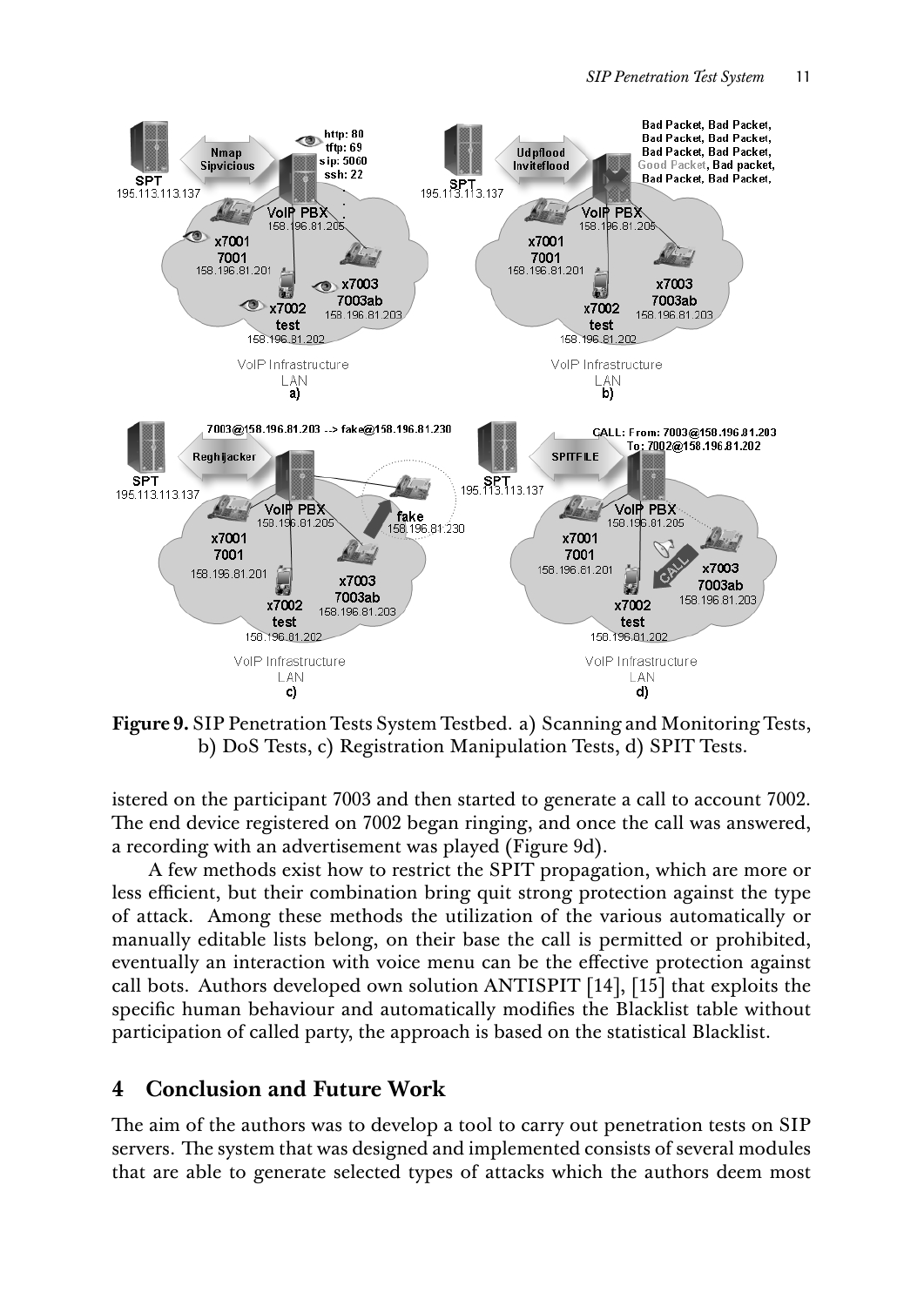**Figure 9.** SIP Penetration Tests System Testbed. a) Scanning and Monitoring Tests, b) DoS Tests, c) Registration Manipulation Tests, d) SPIT Tests.

istered on the participant 7003 and then started to generate a call to account 7002. The end device registered on 7002 began ringing, and once the call was answered, a recording with an advertisement was played (Figure 9d).

A few methods exist how to restrict the SPIT propagation, which are more or less efficient, but their combination bring quit strong protection against the type of attack. Among these methods the utilization of the various automatically or manually editable lists belong, on their base the call is permitted or prohibited, eventually an interaction with voice menu can be the effective protection against call bots. Authors developed own solution ANTISPIT [14], [15] that exploits the specific human behaviour and automatically modifies the Blacklist table without participation of called party, the approach is based on the statistical Blacklist.

## 4 Conclusion and Future Work

The aim of the authors was to develop a tool to carry out penetration tests on SIP servers. The system that was designed and implemented consists of several modules that are able to generate selected types of attacks which the authors deem most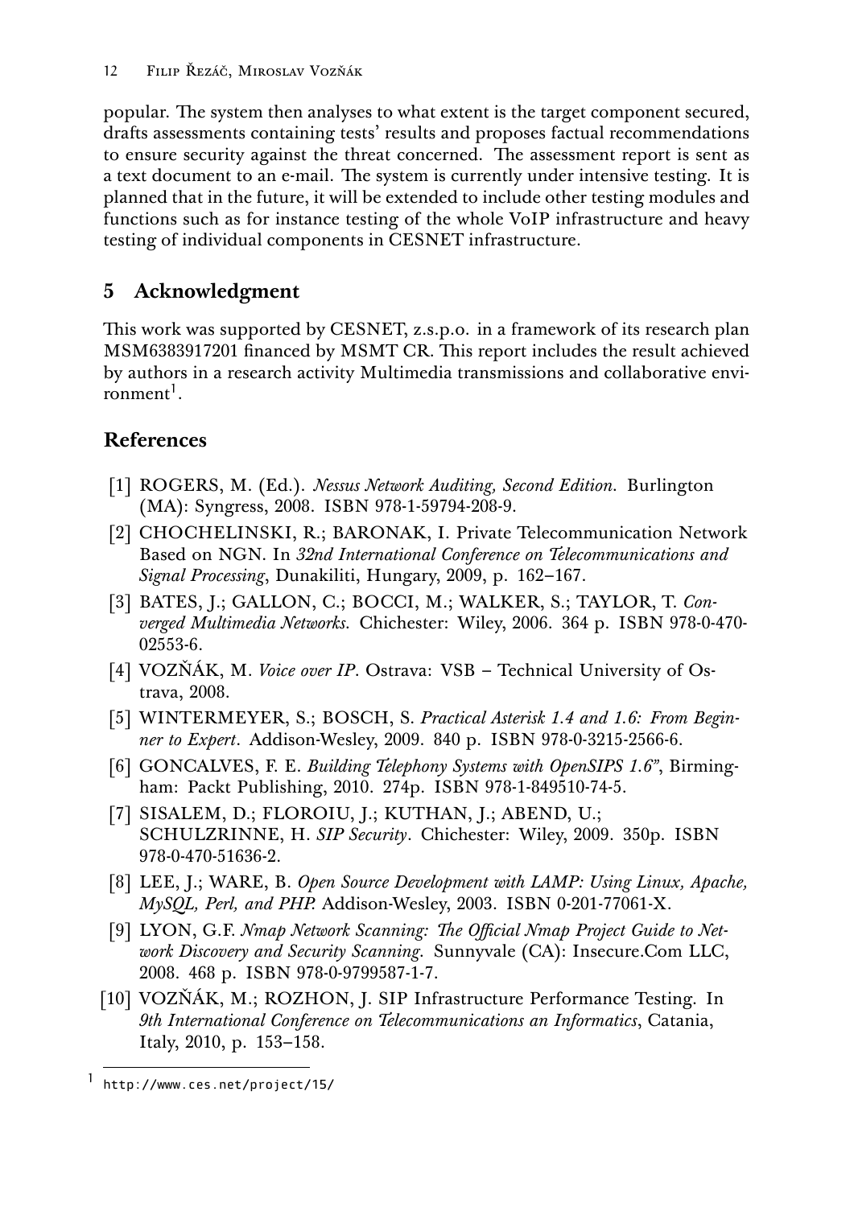popular. The system then analyses to what extent is the target component secured, drafts assessments containing tests' results and proposes factual recommendations to ensure security against the threat concerned. The assessment report is sent as a text document to an e-mail. The system is currently under intensive testing. It is planned that in the future, it will be extended to include other testing modules and functions such as for instance testing of the whole VoIP infrastructure and heavy testing of individual components in CESNET infrastructure.

## 5 Acknowledgment

This work was supported by CESNET, z.s.p.o. in a framework of its research plan MSM6383917201 financed by MSMT CR. This report includes the result achieved by authors in a research activity Multimedia transmissions and collaborative environment[1].

## References

[1] ROGERS, M. (Ed.). *Nessus Network Auditing, Second Edition*. Burlington (MA): Syngress, 2008. ISBN 978-1-59794-208-9.

[2] CHOCHELINSKI, R.; BARONAK, I. Private Telecommunication Network Based on NGN. In *32nd International Conference on Telecommunications and Signal Processing*, Dunakiliti, Hungary, 2009, p. 162–167.

[3] BATES, J.; GALLON, C.; BOCCI, M.; WALKER, S.; TAYLOR, T. *Converged Multimedia Networks*. Chichester: Wiley, 2006. 364 p. ISBN 978-0-470-02553-6.

[4] VOZŇÁK, M. *Voice over IP*. Ostrava: VSB – Technical University of Ostrava, 2008.

[5] WINTERMEYER, S.; BOSCH, S. *Practical Asterisk 1.4 and 1.6: From Beginner to Expert*. Addison-Wesley, 2009. 840 p. ISBN 978-0-3215-2566-6.

[6] GONCALVES, F. E. *Building Telephony Systems with OpenSIPS 1.6"*, Birmingham: Packt Publishing, 2010. 274p. ISBN 978-1-849510-74-5.

[7] SISALEM, D.; FLOROIU, J.; KUTHAN, J.; ABEND, U.; SCHULZRINNE, H. *SIP Security*. Chichester: Wiley, 2009. 350p. ISBN 978-0-470-51636-2.

[8] LEE, J.; WARE, B. *Open Source Development with LAMP: Using Linux, Apache, MySQL, Perl, and PHP.* Addison-Wesley, 2003. ISBN 0-201-77061-X.

[9] LYON, G.F. *Nmap Network Scanning: The Official Nmap Project Guide to Network Discovery and Security Scanning*. Sunnyvale (CA): Insecure.Com LLC, 2008. 468 p. ISBN 978-0-9799587-1-7.

[10] VOZŇÁK, M.; ROZHON, J. SIP Infrastructure Performance Testing. In *9th International Conference on Telecommunications an Informatics*, Catania, Italy, 2010, p. 153–158.

---

[1] http://www.ces.net/project/15/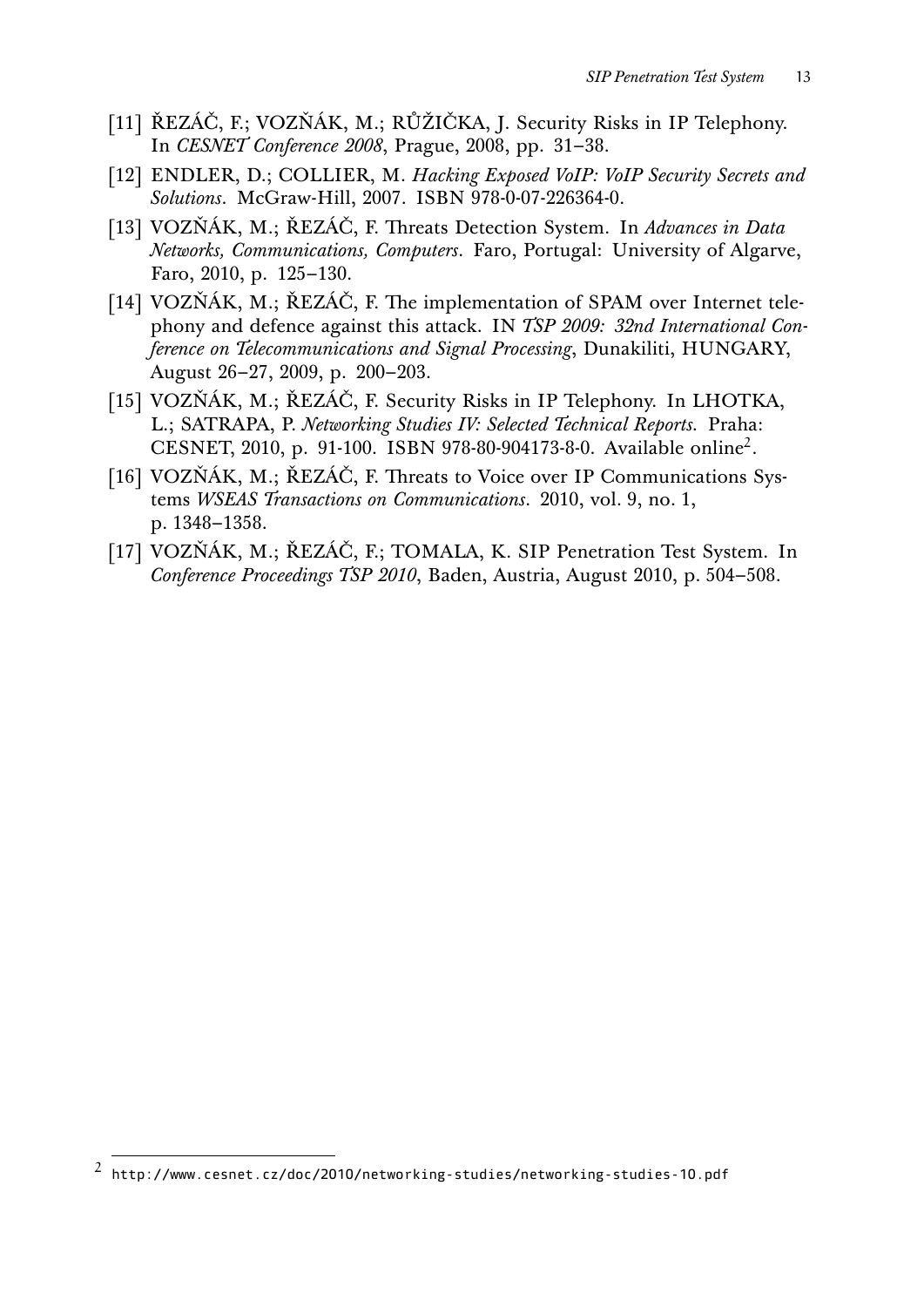[11] ŘEZÁČ, F.; VOZŇÁK, M.; RŮŽIČKA, J. Security Risks in IP Telephony. In *CESNET Conference 2008*, Prague, 2008, pp. 31–38.

[12] ENDLER, D.; COLLIER, M. *Hacking Exposed VoIP: VoIP Security Secrets and Solutions*. McGraw-Hill, 2007. ISBN 978-0-07-226364-0.

[13] VOZŇÁK, M.; ŘEZÁČ, F. Threats Detection System. In *Advances in Data Networks, Communications, Computers*. Faro, Portugal: University of Algarve, Faro, 2010, p. 125–130.

[14] VOZŇÁK, M.; ŘEZÁČ, F. The implementation of SPAM over Internet telephony and defence against this attack. IN *TSP 2009: 32nd International Conference on Telecommunications and Signal Processing*, Dunakiliti, HUNGARY, August 26–27, 2009, p. 200–203.

[15] VOZŇÁK, M.; ŘEZÁČ, F. Security Risks in IP Telephony. In LHOTKA, L.; SATRAPA, P. *Networking Studies IV: Selected Technical Reports.* Praha: CESNET, 2010, p. 91-100. ISBN 978-80-904173-8-0. Available online[2].

[16] VOZŇÁK, M.; ŘEZÁČ, F. Threats to Voice over IP Communications Systems *WSEAS Transactions on Communications*. 2010, vol. 9, no. 1, p. 1348–1358.

[17] VOZŇÁK, M.; ŘEZÁČ, F.; TOMALA, K. SIP Penetration Test System. In *Conference Proceedings TSP 2010*, Baden, Austria, August 2010, p. 504–508.

[2] http://www.cesnet.cz/doc/2010/networking-studies/networking-studies-10.pdf